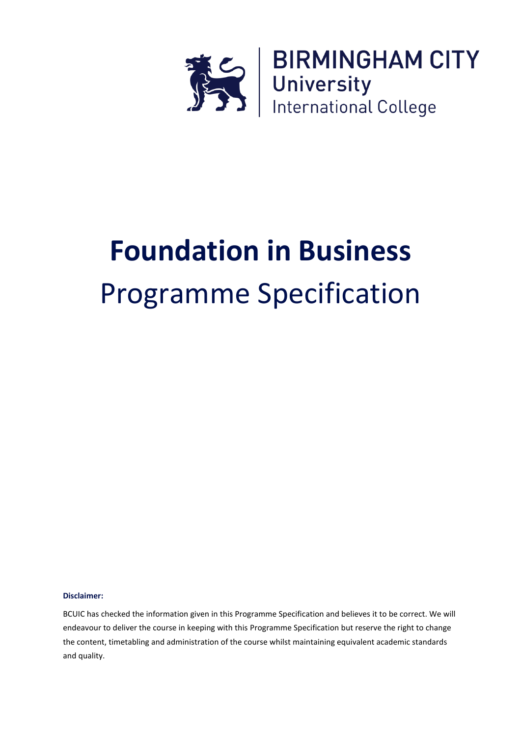BIRMINGHAM CITY
University
International College

# Foundation in Business

## Programme Specification

**Disclaimer:**

BCUIC has checked the information given in this Programme Specification and believes it to be correct. We will endeavour to deliver the course in keeping with this Programme Specification but reserve the right to change the content, timetabling and administration of the course whilst maintaining equivalent academic standards and quality.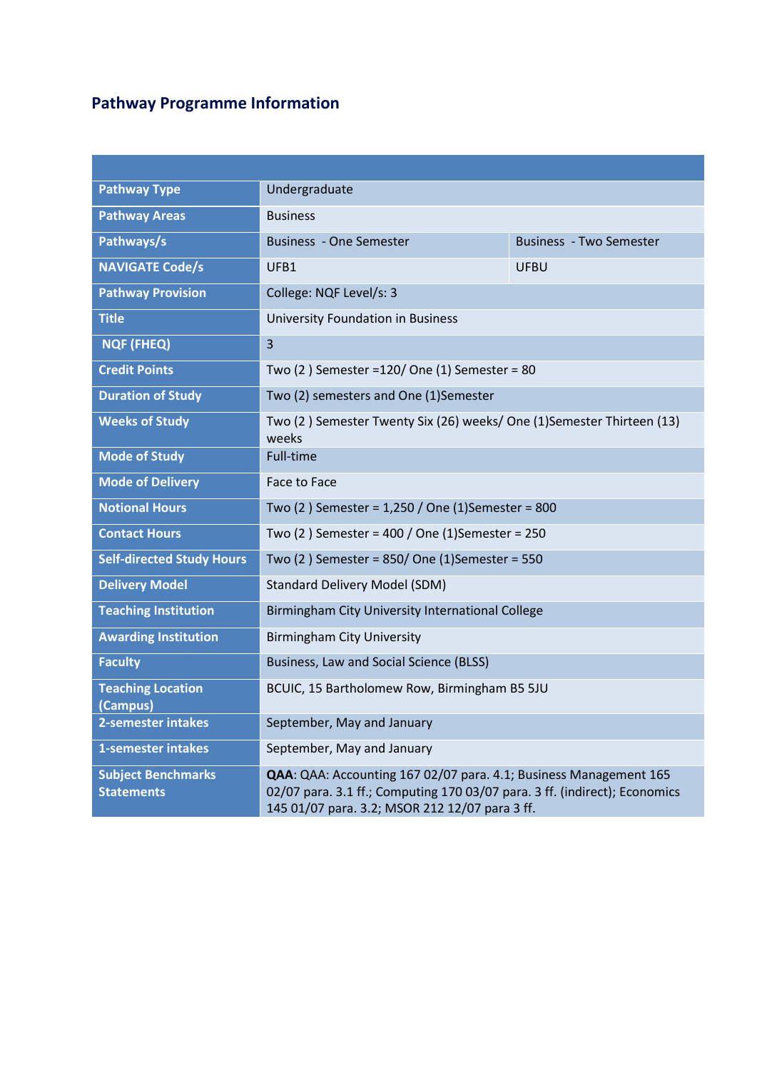## Pathway Programme Information

| | | |
|---|---|---|
| **Pathway Type** | Undergraduate | |
| **Pathway Areas** | Business | |
| **Pathways/s** | Business - One Semester | Business - Two Semester |
| **NAVIGATE Code/s** | UFB1 | UFBU |
| **Pathway Provision** | College: NQF Level/s: 3 | |
| **Title** | University Foundation in Business | |
| **NQF (FHEQ)** | 3 | |
| **Credit Points** | Two (2 ) Semester =120/ One (1) Semester = 80 | |
| **Duration of Study** | Two (2) semesters and One (1)Semester | |
| **Weeks of Study** | Two (2 ) Semester Twenty Six (26) weeks/ One (1)Semester Thirteen (13) weeks | |
| **Mode of Study** | Full-time | |
| **Mode of Delivery** | Face to Face | |
| **Notional Hours** | Two (2 ) Semester = 1,250 / One (1)Semester = 800 | |
| **Contact Hours** | Two (2 ) Semester = 400 / One (1)Semester = 250 | |
| **Self-directed Study Hours** | Two (2 ) Semester = 850/ One (1)Semester = 550 | |
| **Delivery Model** | Standard Delivery Model (SDM) | |
| **Teaching Institution** | Birmingham City University International College | |
| **Awarding Institution** | Birmingham City University | |
| **Faculty** | Business, Law and Social Science (BLSS) | |
| **Teaching Location (Campus)** | BCUIC, 15 Bartholomew Row, Birmingham B5 5JU | |
| **2-semester intakes** | September, May and January | |
| **1-semester intakes** | September, May and January | |
| **Subject Benchmarks Statements** | **QAA**: QAA: Accounting 167 02/07 para. 4.1; Business Management 165 02/07 para. 3.1 ff.; Computing 170 03/07 para. 3 ff. (indirect); Economics 145 01/07 para. 3.2; MSOR 212 12/07 para 3 ff. | |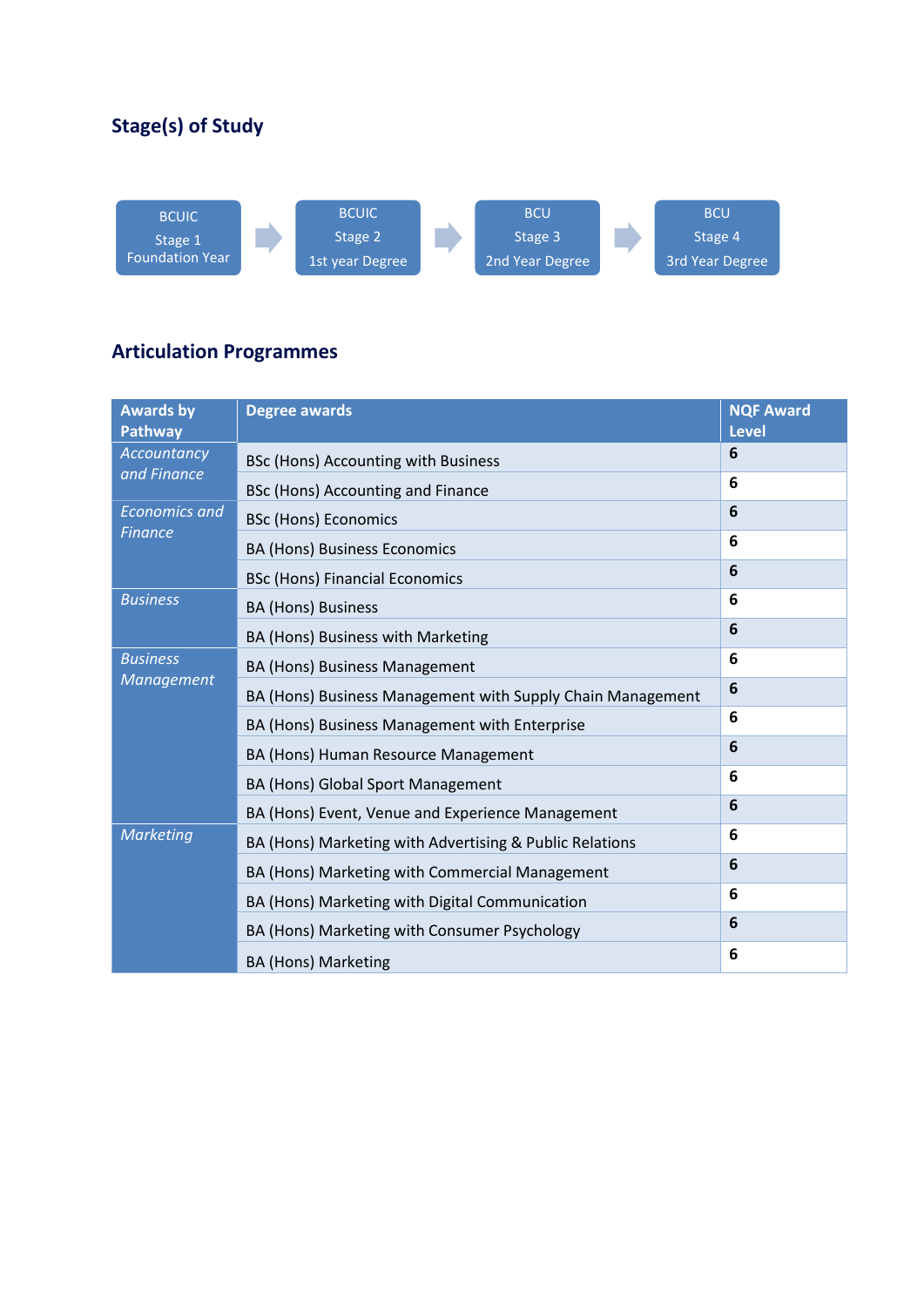## Stage(s) of Study

BCUIC Stage 1 Foundation Year → BCUIC Stage 2 1st year Degree → BCU Stage 3 2nd Year Degree → BCU Stage 4 3rd Year Degree

## Articulation Programmes

| Awards by Pathway | Degree awards | NQF Award Level |
|---|---|---|
| *Accountancy and Finance* | BSc (Hons) Accounting with Business | 6 |
| | BSc (Hons) Accounting and Finance | 6 |
| *Economics and Finance* | BSc (Hons) Economics | 6 |
| | BA (Hons) Business Economics | 6 |
| | BSc (Hons) Financial Economics | 6 |
| *Business* | BA (Hons) Business | 6 |
| | BA (Hons) Business with Marketing | 6 |
| *Business Management* | BA (Hons) Business Management | 6 |
| | BA (Hons) Business Management with Supply Chain Management | 6 |
| | BA (Hons) Business Management with Enterprise | 6 |
| | BA (Hons) Human Resource Management | 6 |
| | BA (Hons) Global Sport Management | 6 |
| | BA (Hons) Event, Venue and Experience Management | 6 |
| *Marketing* | BA (Hons) Marketing with Advertising & Public Relations | 6 |
| | BA (Hons) Marketing with Commercial Management | 6 |
| | BA (Hons) Marketing with Digital Communication | 6 |
| | BA (Hons) Marketing with Consumer Psychology | 6 |
| | BA (Hons) Marketing | 6 |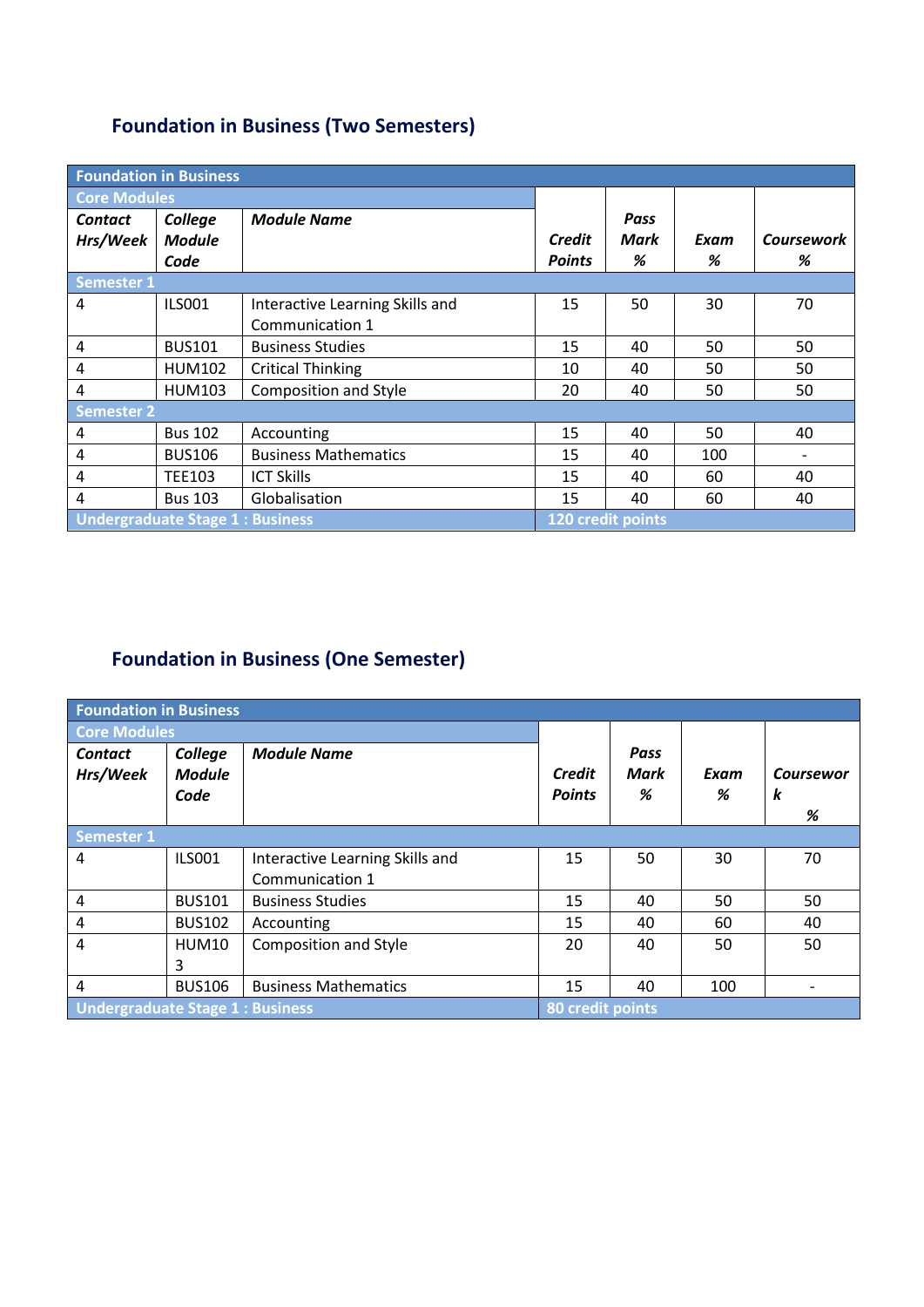## Foundation in Business (Two Semesters)

| Foundation in Business | | | | | | |
|---|---|---|---|---|---|---|
| **Core Modules** | | | | | | |
| ***Contact Hrs/Week*** | ***College Module Code*** | ***Module Name*** | ***Credit Points*** | ***Pass Mark %*** | ***Exam %*** | ***Coursework %*** |
| **Semester 1** | | | | | | |
| 4 | ILS001 | Interactive Learning Skills and Communication 1 | 15 | 50 | 30 | 70 |
| 4 | BUS101 | Business Studies | 15 | 40 | 50 | 50 |
| 4 | HUM102 | Critical Thinking | 10 | 40 | 50 | 50 |
| 4 | HUM103 | Composition and Style | 20 | 40 | 50 | 50 |
| **Semester 2** | | | | | | |
| 4 | Bus 102 | Accounting | 15 | 40 | 50 | 40 |
| 4 | BUS106 | Business Mathematics | 15 | 40 | 100 | - |
| 4 | TEE103 | ICT Skills | 15 | 40 | 60 | 40 |
| 4 | Bus 103 | Globalisation | 15 | 40 | 60 | 40 |
| **Undergraduate Stage 1 : Business** | | | **120 credit points** | | | |

## Foundation in Business (One Semester)

| Foundation in Business | | | | | | |
|---|---|---|---|---|---|---|
| **Core Modules** | | | | | | |
| ***Contact Hrs/Week*** | ***College Module Code*** | ***Module Name*** | ***Credit Points*** | ***Pass Mark %*** | ***Exam %*** | ***Coursework %*** |
| **Semester 1** | | | | | | |
| 4 | ILS001 | Interactive Learning Skills and Communication 1 | 15 | 50 | 30 | 70 |
| 4 | BUS101 | Business Studies | 15 | 40 | 50 | 50 |
| 4 | BUS102 | Accounting | 15 | 40 | 60 | 40 |
| 4 | HUM103 | Composition and Style | 20 | 40 | 50 | 50 |
| 4 | BUS106 | Business Mathematics | 15 | 40 | 100 | - |
| **Undergraduate Stage 1 : Business** | | | **80 credit points** | | | |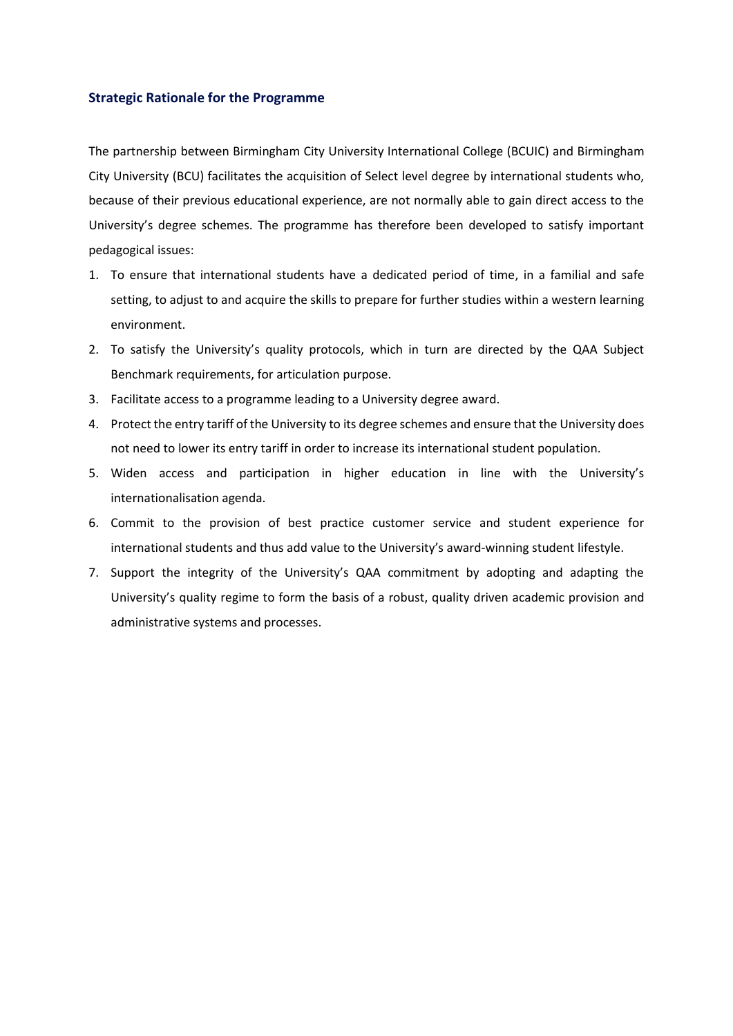### Strategic Rationale for the Programme

The partnership between Birmingham City University International College (BCUIC) and Birmingham City University (BCU) facilitates the acquisition of Select level degree by international students who, because of their previous educational experience, are not normally able to gain direct access to the University's degree schemes. The programme has therefore been developed to satisfy important pedagogical issues:

1. To ensure that international students have a dedicated period of time, in a familial and safe setting, to adjust to and acquire the skills to prepare for further studies within a western learning environment.
2. To satisfy the University's quality protocols, which in turn are directed by the QAA Subject Benchmark requirements, for articulation purpose.
3. Facilitate access to a programme leading to a University degree award.
4. Protect the entry tariff of the University to its degree schemes and ensure that the University does not need to lower its entry tariff in order to increase its international student population.
5. Widen access and participation in higher education in line with the University's internationalisation agenda.
6. Commit to the provision of best practice customer service and student experience for international students and thus add value to the University's award-winning student lifestyle.
7. Support the integrity of the University's QAA commitment by adopting and adapting the University's quality regime to form the basis of a robust, quality driven academic provision and administrative systems and processes.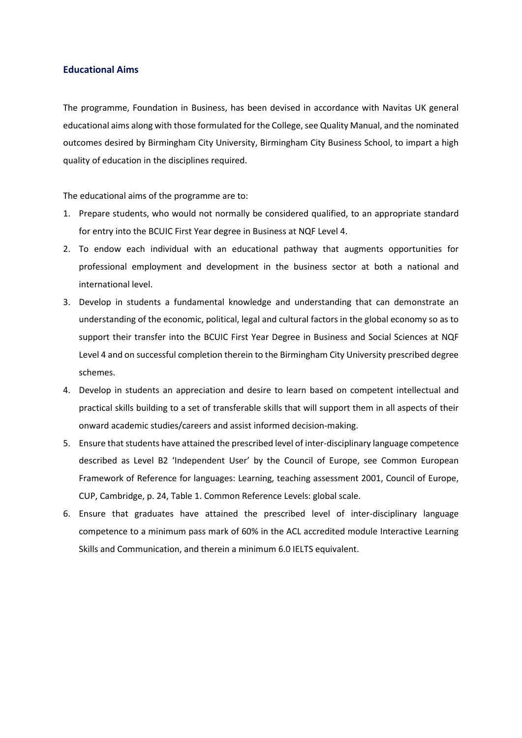## Educational Aims

The programme, Foundation in Business, has been devised in accordance with Navitas UK general educational aims along with those formulated for the College, see Quality Manual, and the nominated outcomes desired by Birmingham City University, Birmingham City Business School, to impart a high quality of education in the disciplines required.

The educational aims of the programme are to:

1. Prepare students, who would not normally be considered qualified, to an appropriate standard for entry into the BCUIC First Year degree in Business at NQF Level 4.
2. To endow each individual with an educational pathway that augments opportunities for professional employment and development in the business sector at both a national and international level.
3. Develop in students a fundamental knowledge and understanding that can demonstrate an understanding of the economic, political, legal and cultural factors in the global economy so as to support their transfer into the BCUIC First Year Degree in Business and Social Sciences at NQF Level 4 and on successful completion therein to the Birmingham City University prescribed degree schemes.
4. Develop in students an appreciation and desire to learn based on competent intellectual and practical skills building to a set of transferable skills that will support them in all aspects of their onward academic studies/careers and assist informed decision-making.
5. Ensure that students have attained the prescribed level of inter-disciplinary language competence described as Level B2 'Independent User' by the Council of Europe, see Common European Framework of Reference for languages: Learning, teaching assessment 2001, Council of Europe, CUP, Cambridge, p. 24, Table 1. Common Reference Levels: global scale.
6. Ensure that graduates have attained the prescribed level of inter-disciplinary language competence to a minimum pass mark of 60% in the ACL accredited module Interactive Learning Skills and Communication, and therein a minimum 6.0 IELTS equivalent.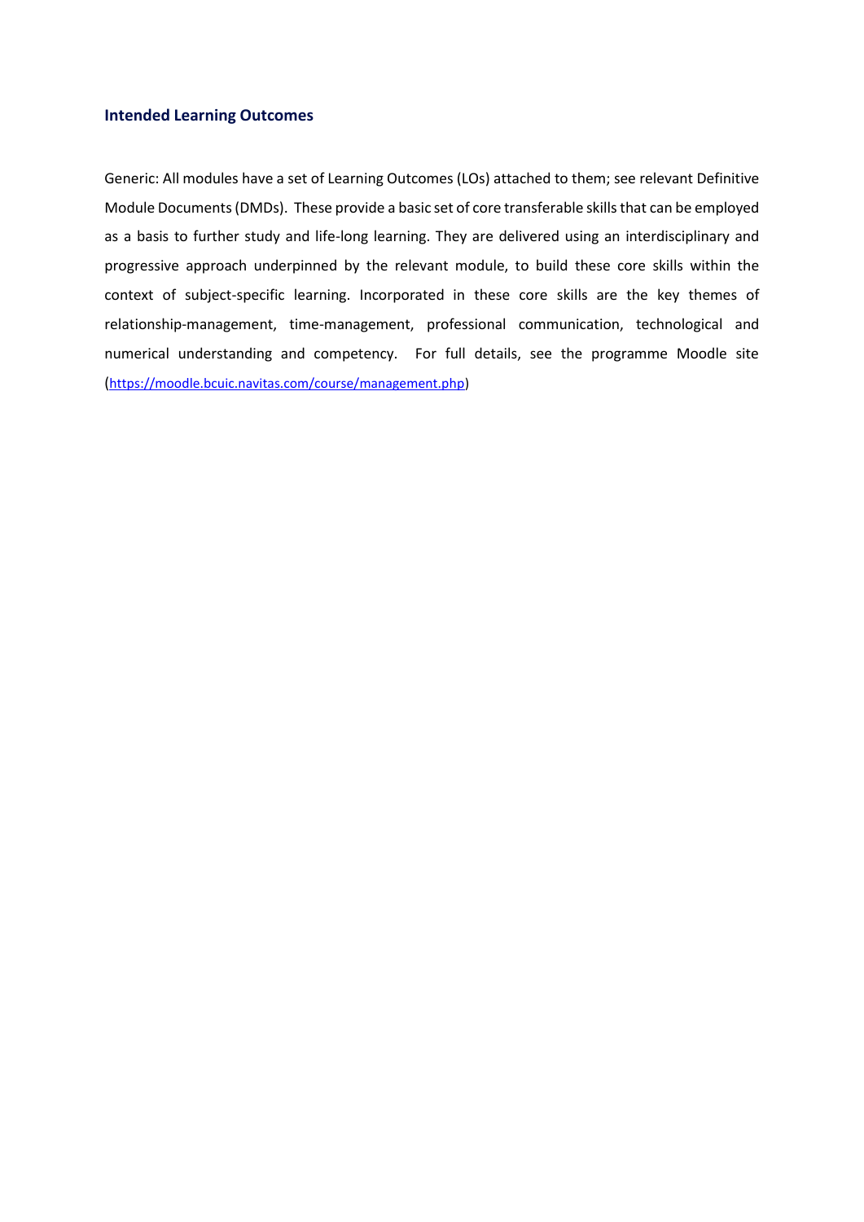### Intended Learning Outcomes

Generic: All modules have a set of Learning Outcomes (LOs) attached to them; see relevant Definitive Module Documents (DMDs). These provide a basic set of core transferable skills that can be employed as a basis to further study and life-long learning. They are delivered using an interdisciplinary and progressive approach underpinned by the relevant module, to build these core skills within the context of subject-specific learning. Incorporated in these core skills are the key themes of relationship-management, time-management, professional communication, technological and numerical understanding and competency. For full details, see the programme Moodle site (https://moodle.bcuic.navitas.com/course/management.php)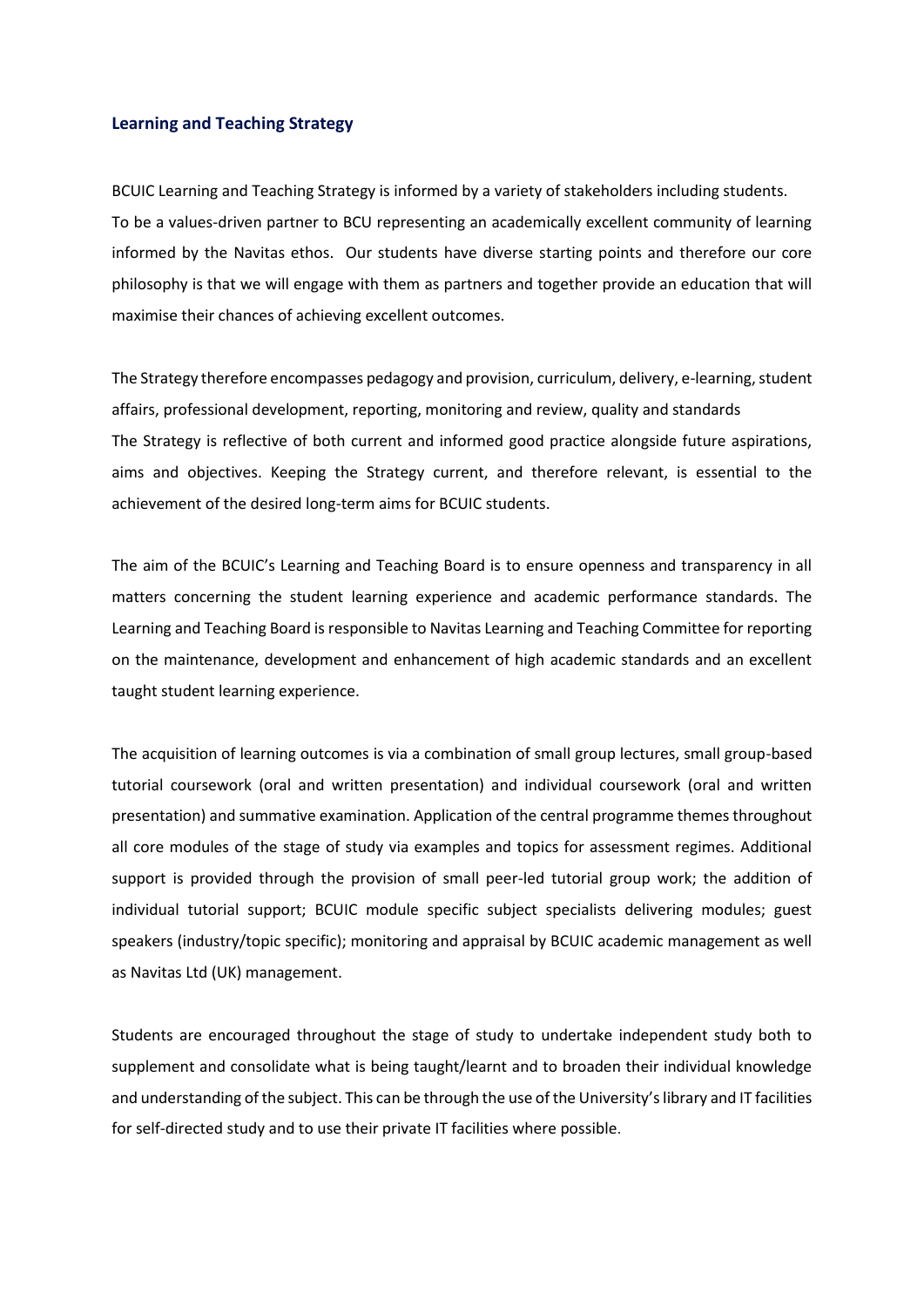### Learning and Teaching Strategy

BCUIC Learning and Teaching Strategy is informed by a variety of stakeholders including students.
To be a values-driven partner to BCU representing an academically excellent community of learning informed by the Navitas ethos. Our students have diverse starting points and therefore our core philosophy is that we will engage with them as partners and together provide an education that will maximise their chances of achieving excellent outcomes.

The Strategy therefore encompasses pedagogy and provision, curriculum, delivery, e-learning, student affairs, professional development, reporting, monitoring and review, quality and standards
The Strategy is reflective of both current and informed good practice alongside future aspirations, aims and objectives. Keeping the Strategy current, and therefore relevant, is essential to the achievement of the desired long-term aims for BCUIC students.

The aim of the BCUIC's Learning and Teaching Board is to ensure openness and transparency in all matters concerning the student learning experience and academic performance standards. The Learning and Teaching Board is responsible to Navitas Learning and Teaching Committee for reporting on the maintenance, development and enhancement of high academic standards and an excellent taught student learning experience.

The acquisition of learning outcomes is via a combination of small group lectures, small group-based tutorial coursework (oral and written presentation) and individual coursework (oral and written presentation) and summative examination. Application of the central programme themes throughout all core modules of the stage of study via examples and topics for assessment regimes. Additional support is provided through the provision of small peer-led tutorial group work; the addition of individual tutorial support; BCUIC module specific subject specialists delivering modules; guest speakers (industry/topic specific); monitoring and appraisal by BCUIC academic management as well as Navitas Ltd (UK) management.

Students are encouraged throughout the stage of study to undertake independent study both to supplement and consolidate what is being taught/learnt and to broaden their individual knowledge and understanding of the subject. This can be through the use of the University's library and IT facilities for self-directed study and to use their private IT facilities where possible.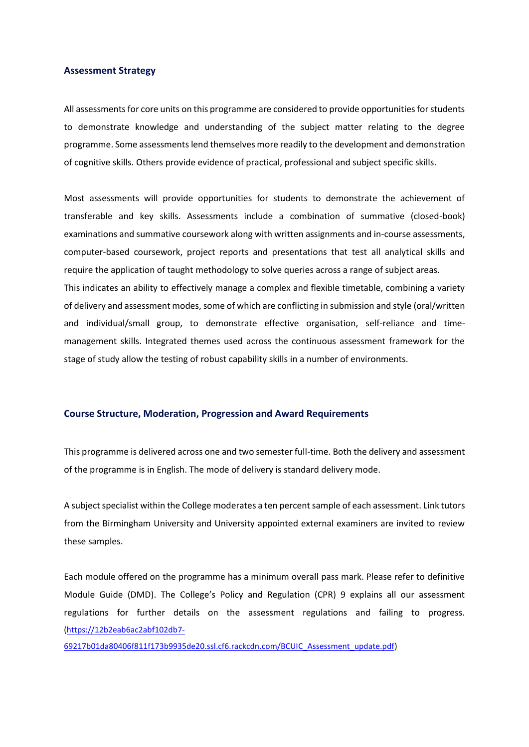## Assessment Strategy

All assessments for core units on this programme are considered to provide opportunities for students to demonstrate knowledge and understanding of the subject matter relating to the degree programme. Some assessments lend themselves more readily to the development and demonstration of cognitive skills. Others provide evidence of practical, professional and subject specific skills.

Most assessments will provide opportunities for students to demonstrate the achievement of transferable and key skills. Assessments include a combination of summative (closed-book) examinations and summative coursework along with written assignments and in-course assessments, computer-based coursework, project reports and presentations that test all analytical skills and require the application of taught methodology to solve queries across a range of subject areas.
This indicates an ability to effectively manage a complex and flexible timetable, combining a variety of delivery and assessment modes, some of which are conflicting in submission and style (oral/written and individual/small group, to demonstrate effective organisation, self-reliance and time-management skills. Integrated themes used across the continuous assessment framework for the stage of study allow the testing of robust capability skills in a number of environments.

## Course Structure, Moderation, Progression and Award Requirements

This programme is delivered across one and two semester full-time. Both the delivery and assessment of the programme is in English. The mode of delivery is standard delivery mode.

A subject specialist within the College moderates a ten percent sample of each assessment. Link tutors from the Birmingham University and University appointed external examiners are invited to review these samples.

Each module offered on the programme has a minimum overall pass mark. Please refer to definitive Module Guide (DMD). The College's Policy and Regulation (CPR) 9 explains all our assessment regulations for further details on the assessment regulations and failing to progress. (https://12b2eab6ac2abf102db7-69217b01da80406f811f173b9935de20.ssl.cf6.rackcdn.com/BCUIC_Assessment_update.pdf)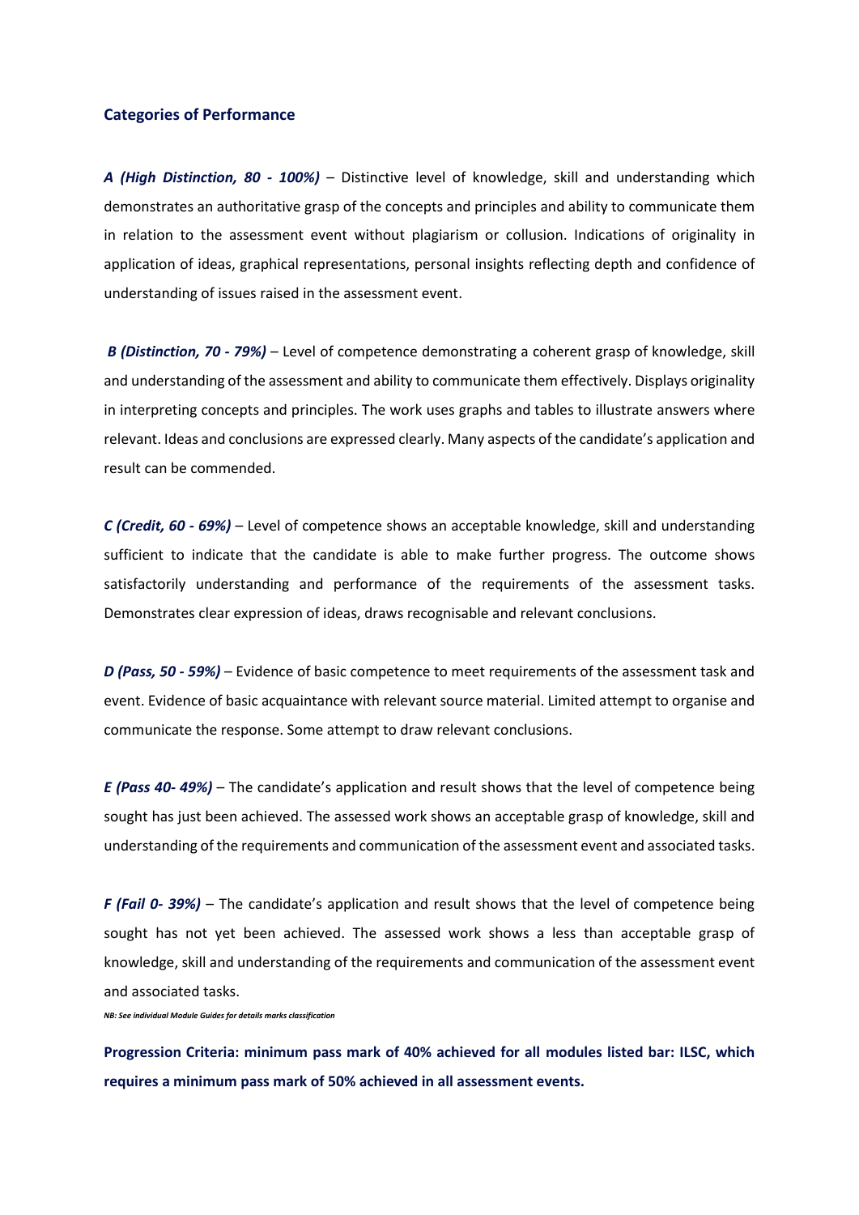## Categories of Performance

***A (High Distinction, 80 - 100%)*** – Distinctive level of knowledge, skill and understanding which demonstrates an authoritative grasp of the concepts and principles and ability to communicate them in relation to the assessment event without plagiarism or collusion. Indications of originality in application of ideas, graphical representations, personal insights reflecting depth and confidence of understanding of issues raised in the assessment event.

***B (Distinction, 70 - 79%)*** – Level of competence demonstrating a coherent grasp of knowledge, skill and understanding of the assessment and ability to communicate them effectively. Displays originality in interpreting concepts and principles. The work uses graphs and tables to illustrate answers where relevant. Ideas and conclusions are expressed clearly. Many aspects of the candidate's application and result can be commended.

***C (Credit, 60 - 69%)*** – Level of competence shows an acceptable knowledge, skill and understanding sufficient to indicate that the candidate is able to make further progress. The outcome shows satisfactorily understanding and performance of the requirements of the assessment tasks. Demonstrates clear expression of ideas, draws recognisable and relevant conclusions.

***D (Pass, 50 - 59%)*** – Evidence of basic competence to meet requirements of the assessment task and event. Evidence of basic acquaintance with relevant source material. Limited attempt to organise and communicate the response. Some attempt to draw relevant conclusions.

***E (Pass 40- 49%)*** – The candidate's application and result shows that the level of competence being sought has just been achieved. The assessed work shows an acceptable grasp of knowledge, skill and understanding of the requirements and communication of the assessment event and associated tasks.

***F (Fail 0- 39%)*** – The candidate's application and result shows that the level of competence being sought has not yet been achieved. The assessed work shows a less than acceptable grasp of knowledge, skill and understanding of the requirements and communication of the assessment event and associated tasks.

***NB: See individual Module Guides for details marks classification***

**Progression Criteria: minimum pass mark of 40% achieved for all modules listed bar: ILSC, which requires a minimum pass mark of 50% achieved in all assessment events.**